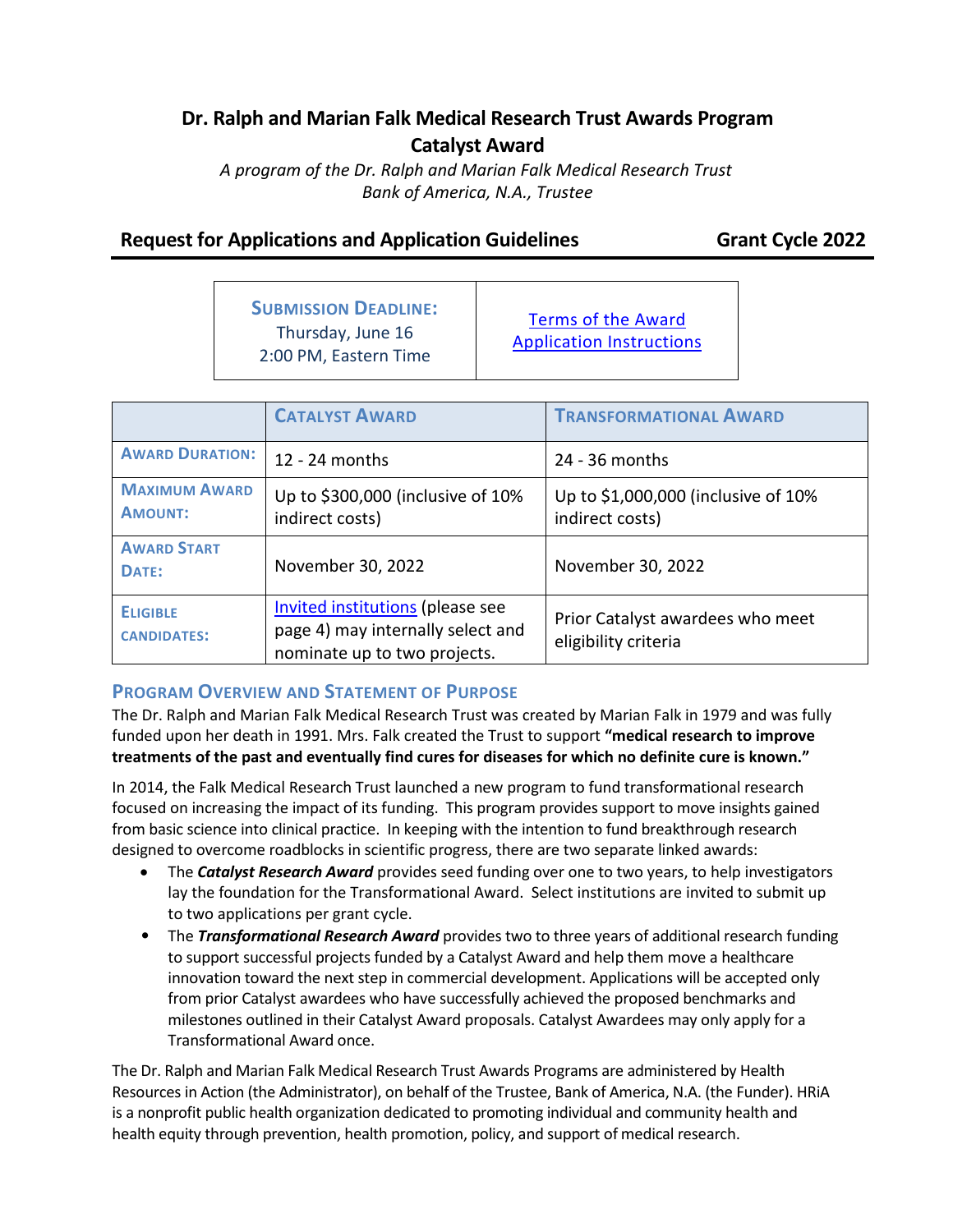# Dr. Ralph and Marian Falk Medical Research Trust Awards Program
# Catalyst Award

*A program of the Dr. Ralph and Marian Falk Medical Research Trust*
*Bank of America, N.A., Trustee*

## Request for Applications and Application Guidelines — Grant Cycle 2022

| **SUBMISSION DEADLINE:** Thursday, June 16 2:00 PM, Eastern Time | [Terms of the Award](#) [Application Instructions](#) |
|---|---|

| | **CATALYST AWARD** | **TRANSFORMATIONAL AWARD** |
|---|---|---|
| **AWARD DURATION:** | 12 - 24 months | 24 - 36 months |
| **MAXIMUM AWARD AMOUNT:** | Up to $300,000 (inclusive of 10% indirect costs) | Up to $1,000,000 (inclusive of 10% indirect costs) |
| **AWARD START DATE:** | November 30, 2022 | November 30, 2022 |
| **ELIGIBLE CANDIDATES:** | [Invited institutions](#) (please see page 4) may internally select and nominate up to two projects. | Prior Catalyst awardees who meet eligibility criteria |

## PROGRAM OVERVIEW AND STATEMENT OF PURPOSE

The Dr. Ralph and Marian Falk Medical Research Trust was created by Marian Falk in 1979 and was fully funded upon her death in 1991. Mrs. Falk created the Trust to support **"medical research to improve treatments of the past and eventually find cures for diseases for which no definite cure is known."**

In 2014, the Falk Medical Research Trust launched a new program to fund transformational research focused on increasing the impact of its funding. This program provides support to move insights gained from basic science into clinical practice. In keeping with the intention to fund breakthrough research designed to overcome roadblocks in scientific progress, there are two separate linked awards:

- The ***Catalyst Research Award*** provides seed funding over one to two years, to help investigators lay the foundation for the Transformational Award. Select institutions are invited to submit up to two applications per grant cycle.
- The ***Transformational Research Award*** provides two to three years of additional research funding to support successful projects funded by a Catalyst Award and help them move a healthcare innovation toward the next step in commercial development. Applications will be accepted only from prior Catalyst awardees who have successfully achieved the proposed benchmarks and milestones outlined in their Catalyst Award proposals. Catalyst Awardees may only apply for a Transformational Award once.

The Dr. Ralph and Marian Falk Medical Research Trust Awards Programs are administered by Health Resources in Action (the Administrator), on behalf of the Trustee, Bank of America, N.A. (the Funder). HRiA is a nonprofit public health organization dedicated to promoting individual and community health and health equity through prevention, health promotion, policy, and support of medical research.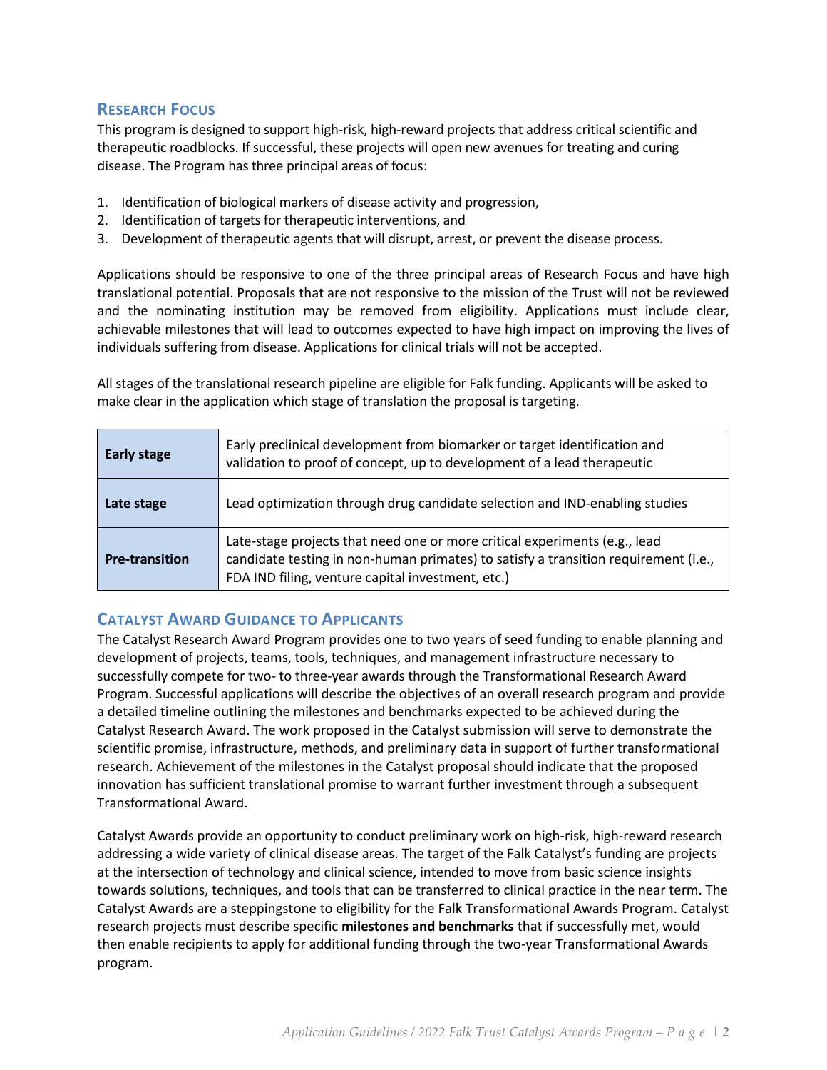## Research Focus

This program is designed to support high-risk, high-reward projects that address critical scientific and therapeutic roadblocks. If successful, these projects will open new avenues for treating and curing disease. The Program has three principal areas of focus:

1. Identification of biological markers of disease activity and progression,
2. Identification of targets for therapeutic interventions, and
3. Development of therapeutic agents that will disrupt, arrest, or prevent the disease process.

Applications should be responsive to one of the three principal areas of Research Focus and have high translational potential. Proposals that are not responsive to the mission of the Trust will not be reviewed and the nominating institution may be removed from eligibility. Applications must include clear, achievable milestones that will lead to outcomes expected to have high impact on improving the lives of individuals suffering from disease. Applications for clinical trials will not be accepted.

All stages of the translational research pipeline are eligible for Falk funding. Applicants will be asked to make clear in the application which stage of translation the proposal is targeting.

| | |
|---|---|
| **Early stage** | Early preclinical development from biomarker or target identification and validation to proof of concept, up to development of a lead therapeutic |
| **Late stage** | Lead optimization through drug candidate selection and IND-enabling studies |
| **Pre-transition** | Late-stage projects that need one or more critical experiments (e.g., lead candidate testing in non-human primates) to satisfy a transition requirement (i.e., FDA IND filing, venture capital investment, etc.) |

## Catalyst Award Guidance to Applicants

The Catalyst Research Award Program provides one to two years of seed funding to enable planning and development of projects, teams, tools, techniques, and management infrastructure necessary to successfully compete for two- to three-year awards through the Transformational Research Award Program. Successful applications will describe the objectives of an overall research program and provide a detailed timeline outlining the milestones and benchmarks expected to be achieved during the Catalyst Research Award. The work proposed in the Catalyst submission will serve to demonstrate the scientific promise, infrastructure, methods, and preliminary data in support of further transformational research. Achievement of the milestones in the Catalyst proposal should indicate that the proposed innovation has sufficient translational promise to warrant further investment through a subsequent Transformational Award.

Catalyst Awards provide an opportunity to conduct preliminary work on high-risk, high-reward research addressing a wide variety of clinical disease areas. The target of the Falk Catalyst's funding are projects at the intersection of technology and clinical science, intended to move from basic science insights towards solutions, techniques, and tools that can be transferred to clinical practice in the near term. The Catalyst Awards are a steppingstone to eligibility for the Falk Transformational Awards Program. Catalyst research projects must describe specific **milestones and benchmarks** that if successfully met, would then enable recipients to apply for additional funding through the two-year Transformational Awards program.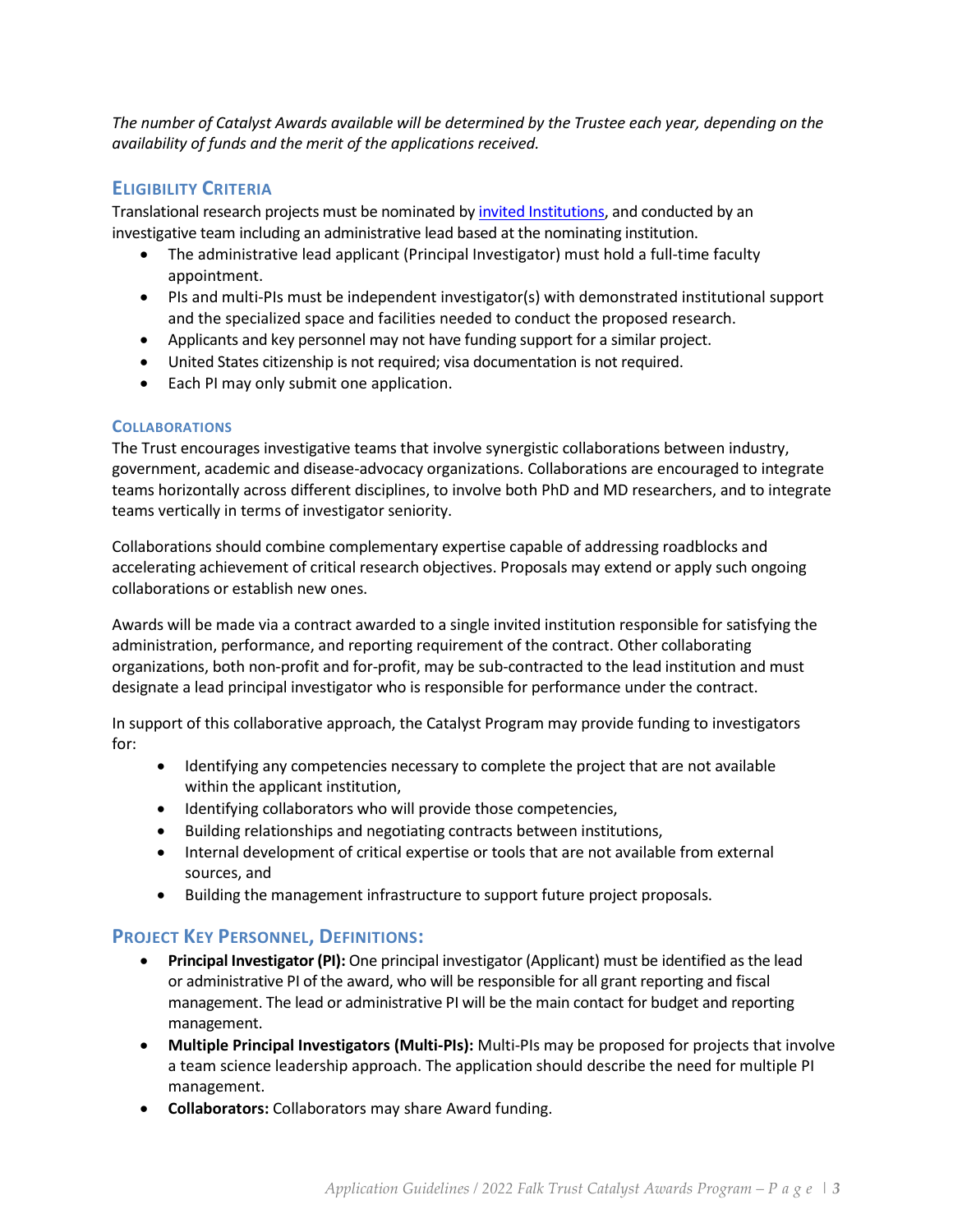*The number of Catalyst Awards available will be determined by the Trustee each year, depending on the availability of funds and the merit of the applications received.*

## Eligibility Criteria

Translational research projects must be nominated by invited Institutions, and conducted by an investigative team including an administrative lead based at the nominating institution.

- The administrative lead applicant (Principal Investigator) must hold a full-time faculty appointment.
- PIs and multi-PIs must be independent investigator(s) with demonstrated institutional support and the specialized space and facilities needed to conduct the proposed research.
- Applicants and key personnel may not have funding support for a similar project.
- United States citizenship is not required; visa documentation is not required.
- Each PI may only submit one application.

### Collaborations

The Trust encourages investigative teams that involve synergistic collaborations between industry, government, academic and disease-advocacy organizations. Collaborations are encouraged to integrate teams horizontally across different disciplines, to involve both PhD and MD researchers, and to integrate teams vertically in terms of investigator seniority.

Collaborations should combine complementary expertise capable of addressing roadblocks and accelerating achievement of critical research objectives. Proposals may extend or apply such ongoing collaborations or establish new ones.

Awards will be made via a contract awarded to a single invited institution responsible for satisfying the administration, performance, and reporting requirement of the contract. Other collaborating organizations, both non-profit and for-profit, may be sub-contracted to the lead institution and must designate a lead principal investigator who is responsible for performance under the contract.

In support of this collaborative approach, the Catalyst Program may provide funding to investigators for:

- Identifying any competencies necessary to complete the project that are not available within the applicant institution,
- Identifying collaborators who will provide those competencies,
- Building relationships and negotiating contracts between institutions,
- Internal development of critical expertise or tools that are not available from external sources, and
- Building the management infrastructure to support future project proposals.

## Project Key Personnel, Definitions:

- **Principal Investigator (PI):** One principal investigator (Applicant) must be identified as the lead or administrative PI of the award, who will be responsible for all grant reporting and fiscal management. The lead or administrative PI will be the main contact for budget and reporting management.
- **Multiple Principal Investigators (Multi-PIs):** Multi-PIs may be proposed for projects that involve a team science leadership approach. The application should describe the need for multiple PI management.
- **Collaborators:** Collaborators may share Award funding.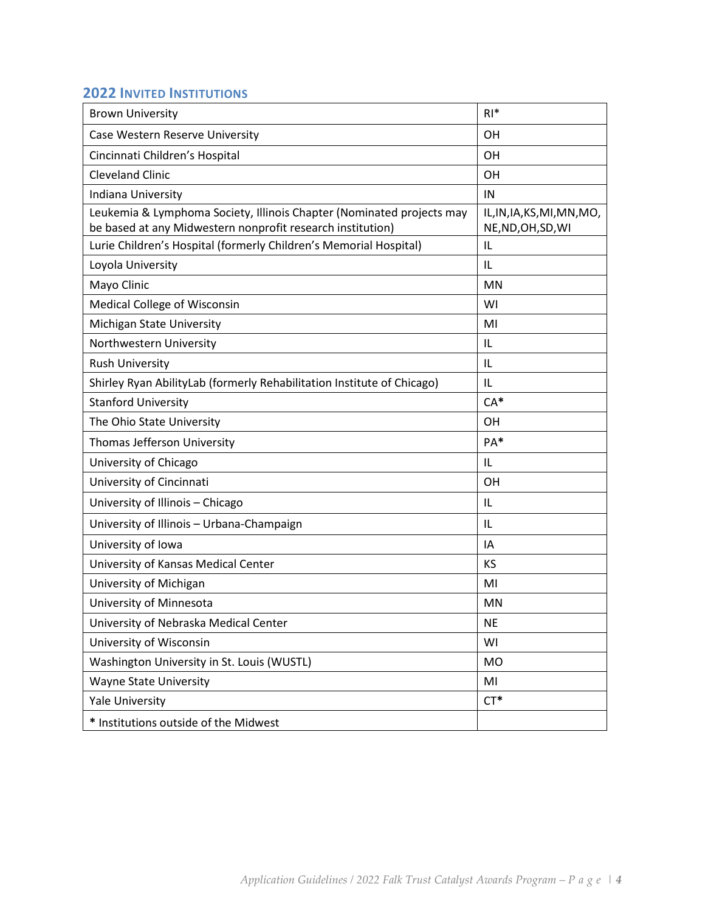## 2022 Invited Institutions

| Institution | State |
|---|---|
| Brown University | RI* |
| Case Western Reserve University | OH |
| Cincinnati Children's Hospital | OH |
| Cleveland Clinic | OH |
| Indiana University | IN |
| Leukemia & Lymphoma Society, Illinois Chapter (Nominated projects may be based at any Midwestern nonprofit research institution) | IL,IN,IA,KS,MI,MN,MO, NE,ND,OH,SD,WI |
| Lurie Children's Hospital (formerly Children's Memorial Hospital) | IL |
| Loyola University | IL |
| Mayo Clinic | MN |
| Medical College of Wisconsin | WI |
| Michigan State University | MI |
| Northwestern University | IL |
| Rush University | IL |
| Shirley Ryan AbilityLab (formerly Rehabilitation Institute of Chicago) | IL |
| Stanford University | CA* |
| The Ohio State University | OH |
| Thomas Jefferson University | PA* |
| University of Chicago | IL |
| University of Cincinnati | OH |
| University of Illinois – Chicago | IL |
| University of Illinois – Urbana-Champaign | IL |
| University of Iowa | IA |
| University of Kansas Medical Center | KS |
| University of Michigan | MI |
| University of Minnesota | MN |
| University of Nebraska Medical Center | NE |
| University of Wisconsin | WI |
| Washington University in St. Louis (WUSTL) | MO |
| Wayne State University | MI |
| Yale University | CT* |
| * Institutions outside of the Midwest | |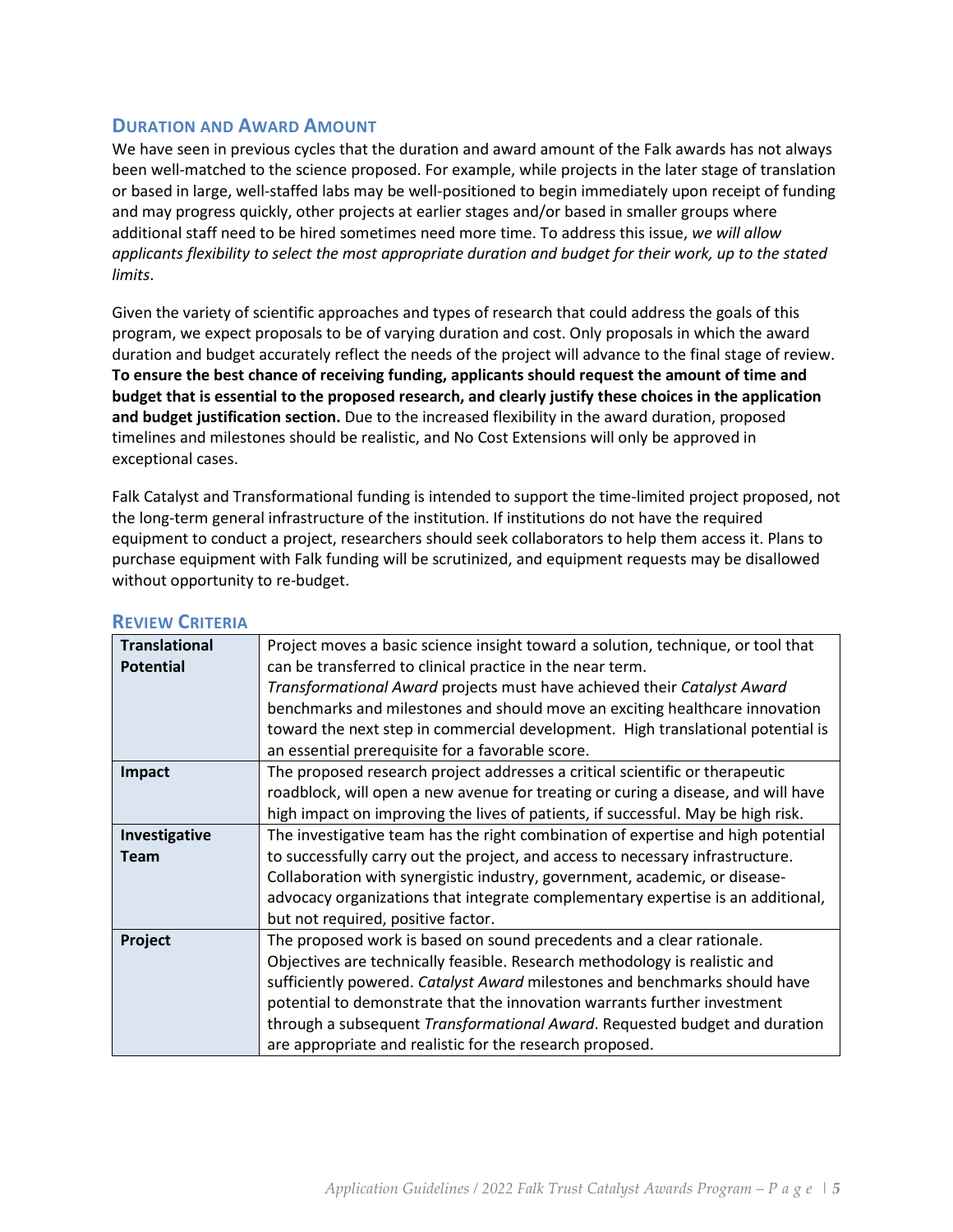## Duration and Award Amount

We have seen in previous cycles that the duration and award amount of the Falk awards has not always been well-matched to the science proposed. For example, while projects in the later stage of translation or based in large, well-staffed labs may be well-positioned to begin immediately upon receipt of funding and may progress quickly, other projects at earlier stages and/or based in smaller groups where additional staff need to be hired sometimes need more time. To address this issue, *we will allow applicants flexibility to select the most appropriate duration and budget for their work, up to the stated limits*.

Given the variety of scientific approaches and types of research that could address the goals of this program, we expect proposals to be of varying duration and cost. Only proposals in which the award duration and budget accurately reflect the needs of the project will advance to the final stage of review. **To ensure the best chance of receiving funding, applicants should request the amount of time and budget that is essential to the proposed research, and clearly justify these choices in the application and budget justification section.** Due to the increased flexibility in the award duration, proposed timelines and milestones should be realistic, and No Cost Extensions will only be approved in exceptional cases.

Falk Catalyst and Transformational funding is intended to support the time-limited project proposed, not the long-term general infrastructure of the institution. If institutions do not have the required equipment to conduct a project, researchers should seek collaborators to help them access it. Plans to purchase equipment with Falk funding will be scrutinized, and equipment requests may be disallowed without opportunity to re-budget.

## Review Criteria

| | |
|---|---|
| **Translational Potential** | Project moves a basic science insight toward a solution, technique, or tool that can be transferred to clinical practice in the near term. *Transformational Award* projects must have achieved their *Catalyst Award* benchmarks and milestones and should move an exciting healthcare innovation toward the next step in commercial development. High translational potential is an essential prerequisite for a favorable score. |
| **Impact** | The proposed research project addresses a critical scientific or therapeutic roadblock, will open a new avenue for treating or curing a disease, and will have high impact on improving the lives of patients, if successful. May be high risk. |
| **Investigative Team** | The investigative team has the right combination of expertise and high potential to successfully carry out the project, and access to necessary infrastructure. Collaboration with synergistic industry, government, academic, or disease-advocacy organizations that integrate complementary expertise is an additional, but not required, positive factor. |
| **Project** | The proposed work is based on sound precedents and a clear rationale. Objectives are technically feasible. Research methodology is realistic and sufficiently powered. *Catalyst Award* milestones and benchmarks should have potential to demonstrate that the innovation warrants further investment through a subsequent *Transformational Award*. Requested budget and duration are appropriate and realistic for the research proposed. |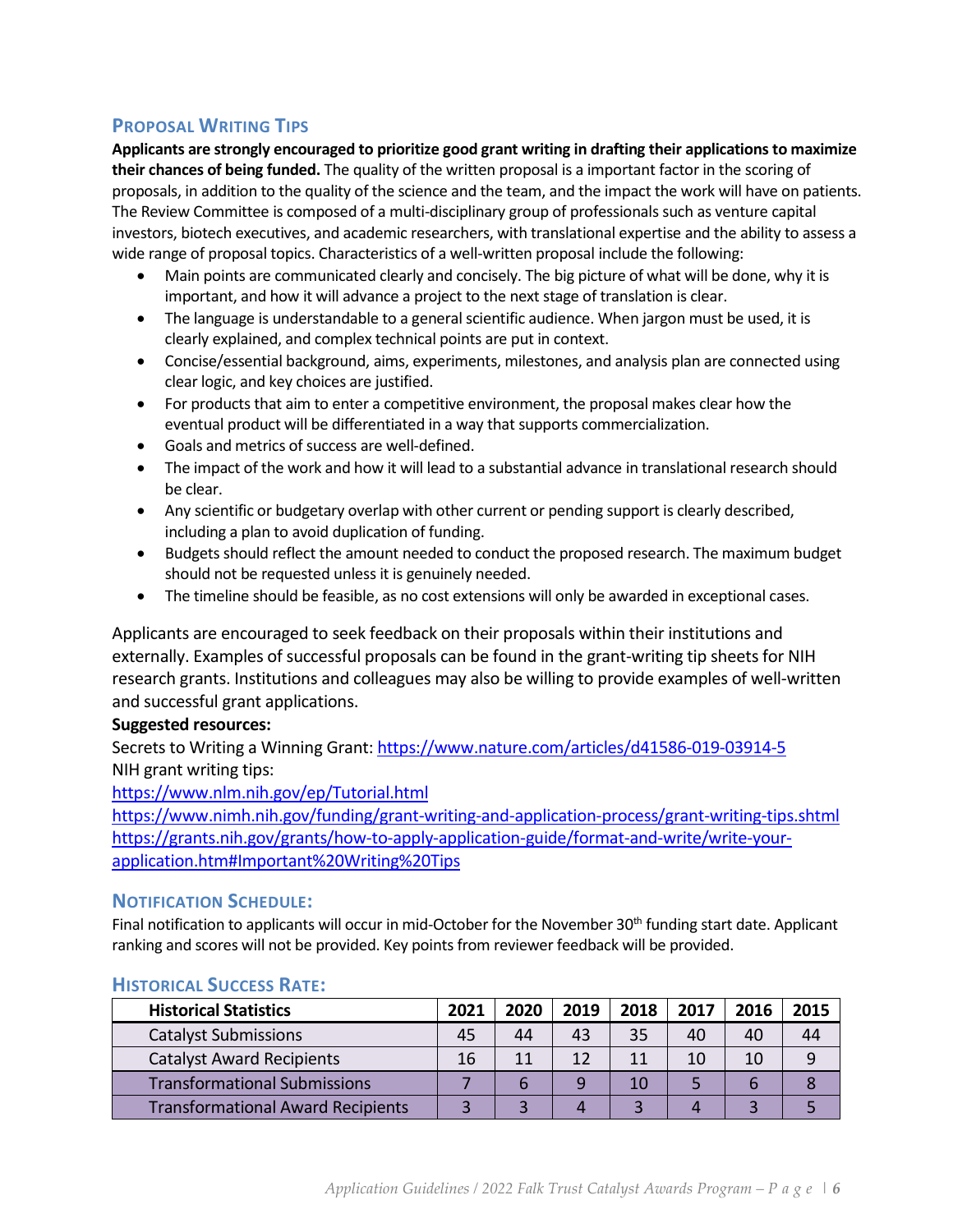## Proposal Writing Tips

**Applicants are strongly encouraged to prioritize good grant writing in drafting their applications to maximize their chances of being funded.** The quality of the written proposal is a important factor in the scoring of proposals, in addition to the quality of the science and the team, and the impact the work will have on patients. The Review Committee is composed of a multi-disciplinary group of professionals such as venture capital investors, biotech executives, and academic researchers, with translational expertise and the ability to assess a wide range of proposal topics. Characteristics of a well-written proposal include the following:

- Main points are communicated clearly and concisely. The big picture of what will be done, why it is important, and how it will advance a project to the next stage of translation is clear.
- The language is understandable to a general scientific audience. When jargon must be used, it is clearly explained, and complex technical points are put in context.
- Concise/essential background, aims, experiments, milestones, and analysis plan are connected using clear logic, and key choices are justified.
- For products that aim to enter a competitive environment, the proposal makes clear how the eventual product will be differentiated in a way that supports commercialization.
- Goals and metrics of success are well-defined.
- The impact of the work and how it will lead to a substantial advance in translational research should be clear.
- Any scientific or budgetary overlap with other current or pending support is clearly described, including a plan to avoid duplication of funding.
- Budgets should reflect the amount needed to conduct the proposed research. The maximum budget should not be requested unless it is genuinely needed.
- The timeline should be feasible, as no cost extensions will only be awarded in exceptional cases.

Applicants are encouraged to seek feedback on their proposals within their institutions and externally. Examples of successful proposals can be found in the grant-writing tip sheets for NIH research grants. Institutions and colleagues may also be willing to provide examples of well-written and successful grant applications.

**Suggested resources:**

Secrets to Writing a Winning Grant: https://www.nature.com/articles/d41586-019-03914-5

NIH grant writing tips:

https://www.nlm.nih.gov/ep/Tutorial.html

https://www.nimh.nih.gov/funding/grant-writing-and-application-process/grant-writing-tips.shtml

https://grants.nih.gov/grants/how-to-apply-application-guide/format-and-write/write-your-application.htm#Important%20Writing%20Tips

## Notification Schedule:

Final notification to applicants will occur in mid-October for the November 30th funding start date. Applicant ranking and scores will not be provided. Key points from reviewer feedback will be provided.

## Historical Success Rate:

| Historical Statistics | 2021 | 2020 | 2019 | 2018 | 2017 | 2016 | 2015 |
|---|---|---|---|---|---|---|---|
| Catalyst Submissions | 45 | 44 | 43 | 35 | 40 | 40 | 44 |
| Catalyst Award Recipients | 16 | 11 | 12 | 11 | 10 | 10 | 9 |
| Transformational Submissions | 7 | 6 | 9 | 10 | 5 | 6 | 8 |
| Transformational Award Recipients | 3 | 3 | 4 | 3 | 4 | 3 | 5 |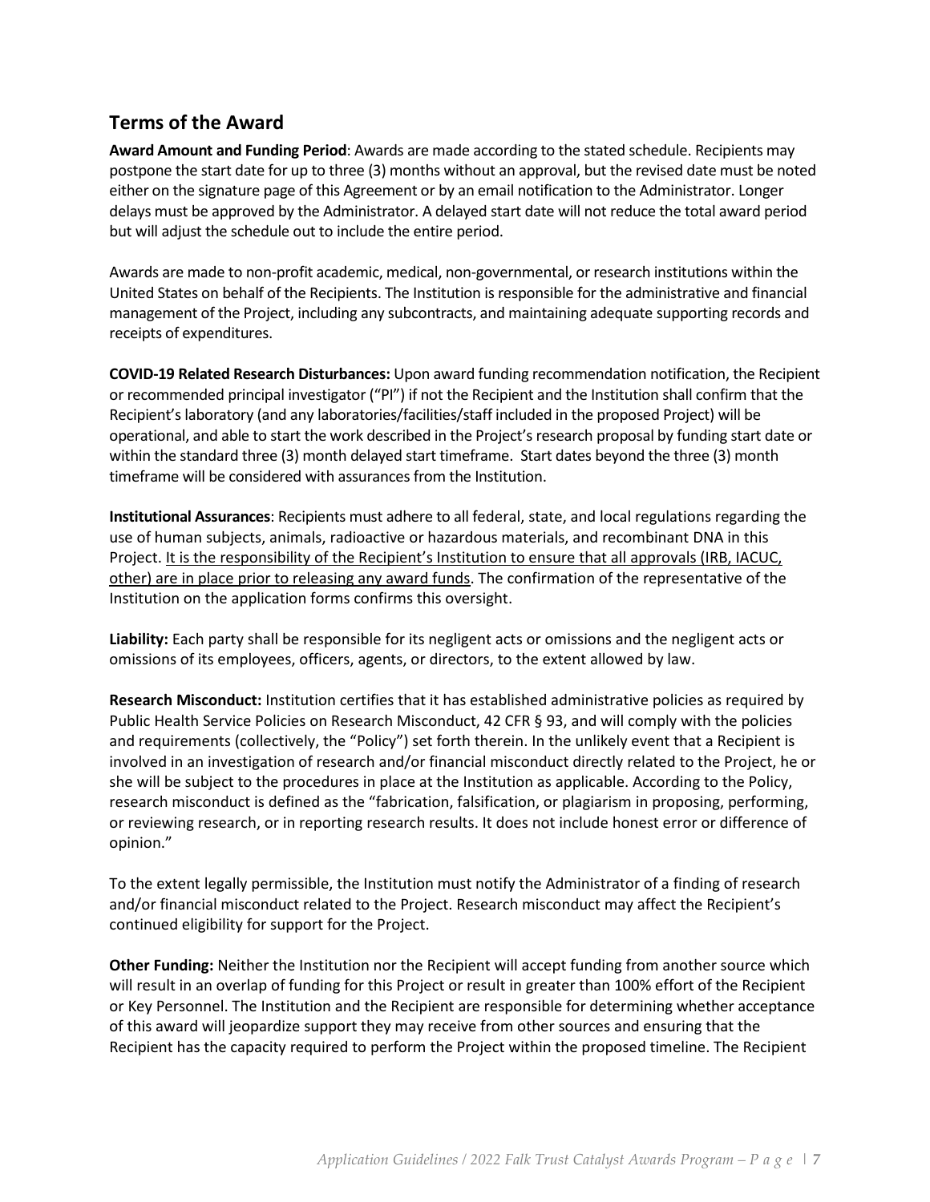## Terms of the Award

**Award Amount and Funding Period**: Awards are made according to the stated schedule. Recipients may postpone the start date for up to three (3) months without an approval, but the revised date must be noted either on the signature page of this Agreement or by an email notification to the Administrator. Longer delays must be approved by the Administrator. A delayed start date will not reduce the total award period but will adjust the schedule out to include the entire period.

Awards are made to non-profit academic, medical, non-governmental, or research institutions within the United States on behalf of the Recipients. The Institution is responsible for the administrative and financial management of the Project, including any subcontracts, and maintaining adequate supporting records and receipts of expenditures.

**COVID-19 Related Research Disturbances:** Upon award funding recommendation notification, the Recipient or recommended principal investigator ("PI") if not the Recipient and the Institution shall confirm that the Recipient's laboratory (and any laboratories/facilities/staff included in the proposed Project) will be operational, and able to start the work described in the Project's research proposal by funding start date or within the standard three (3) month delayed start timeframe. Start dates beyond the three (3) month timeframe will be considered with assurances from the Institution.

**Institutional Assurances**: Recipients must adhere to all federal, state, and local regulations regarding the use of human subjects, animals, radioactive or hazardous materials, and recombinant DNA in this Project. It is the responsibility of the Recipient's Institution to ensure that all approvals (IRB, IACUC, other) are in place prior to releasing any award funds. The confirmation of the representative of the Institution on the application forms confirms this oversight.

**Liability:** Each party shall be responsible for its negligent acts or omissions and the negligent acts or omissions of its employees, officers, agents, or directors, to the extent allowed by law.

**Research Misconduct:** Institution certifies that it has established administrative policies as required by Public Health Service Policies on Research Misconduct, 42 CFR § 93, and will comply with the policies and requirements (collectively, the "Policy") set forth therein. In the unlikely event that a Recipient is involved in an investigation of research and/or financial misconduct directly related to the Project, he or she will be subject to the procedures in place at the Institution as applicable. According to the Policy, research misconduct is defined as the "fabrication, falsification, or plagiarism in proposing, performing, or reviewing research, or in reporting research results. It does not include honest error or difference of opinion."

To the extent legally permissible, the Institution must notify the Administrator of a finding of research and/or financial misconduct related to the Project. Research misconduct may affect the Recipient's continued eligibility for support for the Project.

**Other Funding:** Neither the Institution nor the Recipient will accept funding from another source which will result in an overlap of funding for this Project or result in greater than 100% effort of the Recipient or Key Personnel. The Institution and the Recipient are responsible for determining whether acceptance of this award will jeopardize support they may receive from other sources and ensuring that the Recipient has the capacity required to perform the Project within the proposed timeline. The Recipient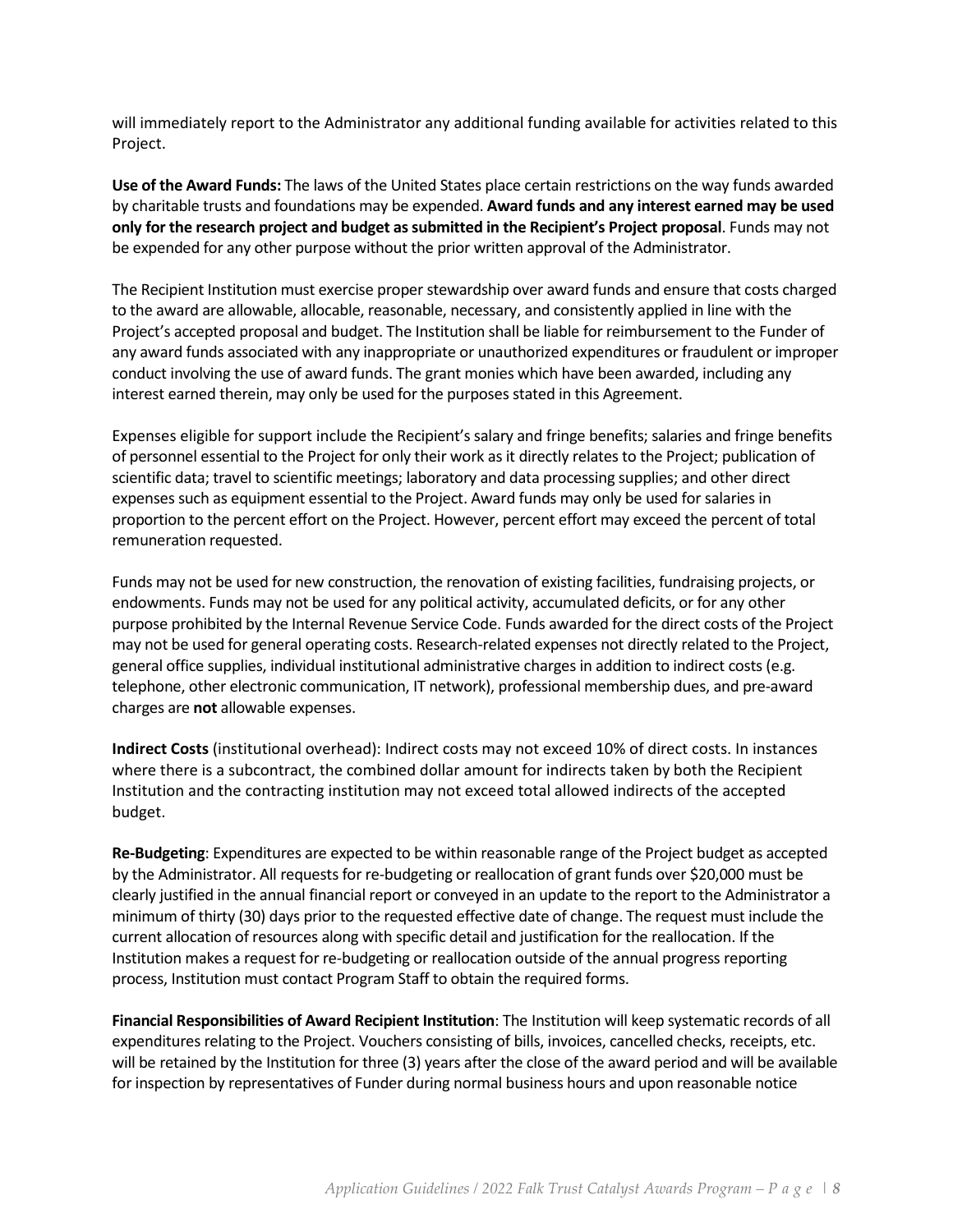will immediately report to the Administrator any additional funding available for activities related to this Project.

**Use of the Award Funds:** The laws of the United States place certain restrictions on the way funds awarded by charitable trusts and foundations may be expended. **Award funds and any interest earned may be used only for the research project and budget as submitted in the Recipient's Project proposal**. Funds may not be expended for any other purpose without the prior written approval of the Administrator.

The Recipient Institution must exercise proper stewardship over award funds and ensure that costs charged to the award are allowable, allocable, reasonable, necessary, and consistently applied in line with the Project's accepted proposal and budget. The Institution shall be liable for reimbursement to the Funder of any award funds associated with any inappropriate or unauthorized expenditures or fraudulent or improper conduct involving the use of award funds. The grant monies which have been awarded, including any interest earned therein, may only be used for the purposes stated in this Agreement.

Expenses eligible for support include the Recipient's salary and fringe benefits; salaries and fringe benefits of personnel essential to the Project for only their work as it directly relates to the Project; publication of scientific data; travel to scientific meetings; laboratory and data processing supplies; and other direct expenses such as equipment essential to the Project. Award funds may only be used for salaries in proportion to the percent effort on the Project. However, percent effort may exceed the percent of total remuneration requested.

Funds may not be used for new construction, the renovation of existing facilities, fundraising projects, or endowments. Funds may not be used for any political activity, accumulated deficits, or for any other purpose prohibited by the Internal Revenue Service Code. Funds awarded for the direct costs of the Project may not be used for general operating costs. Research-related expenses not directly related to the Project, general office supplies, individual institutional administrative charges in addition to indirect costs (e.g. telephone, other electronic communication, IT network), professional membership dues, and pre-award charges are **not** allowable expenses.

**Indirect Costs** (institutional overhead): Indirect costs may not exceed 10% of direct costs. In instances where there is a subcontract, the combined dollar amount for indirects taken by both the Recipient Institution and the contracting institution may not exceed total allowed indirects of the accepted budget.

**Re-Budgeting**: Expenditures are expected to be within reasonable range of the Project budget as accepted by the Administrator. All requests for re-budgeting or reallocation of grant funds over $20,000 must be clearly justified in the annual financial report or conveyed in an update to the report to the Administrator a minimum of thirty (30) days prior to the requested effective date of change. The request must include the current allocation of resources along with specific detail and justification for the reallocation. If the Institution makes a request for re-budgeting or reallocation outside of the annual progress reporting process, Institution must contact Program Staff to obtain the required forms.

**Financial Responsibilities of Award Recipient Institution**: The Institution will keep systematic records of all expenditures relating to the Project. Vouchers consisting of bills, invoices, cancelled checks, receipts, etc. will be retained by the Institution for three (3) years after the close of the award period and will be available for inspection by representatives of Funder during normal business hours and upon reasonable notice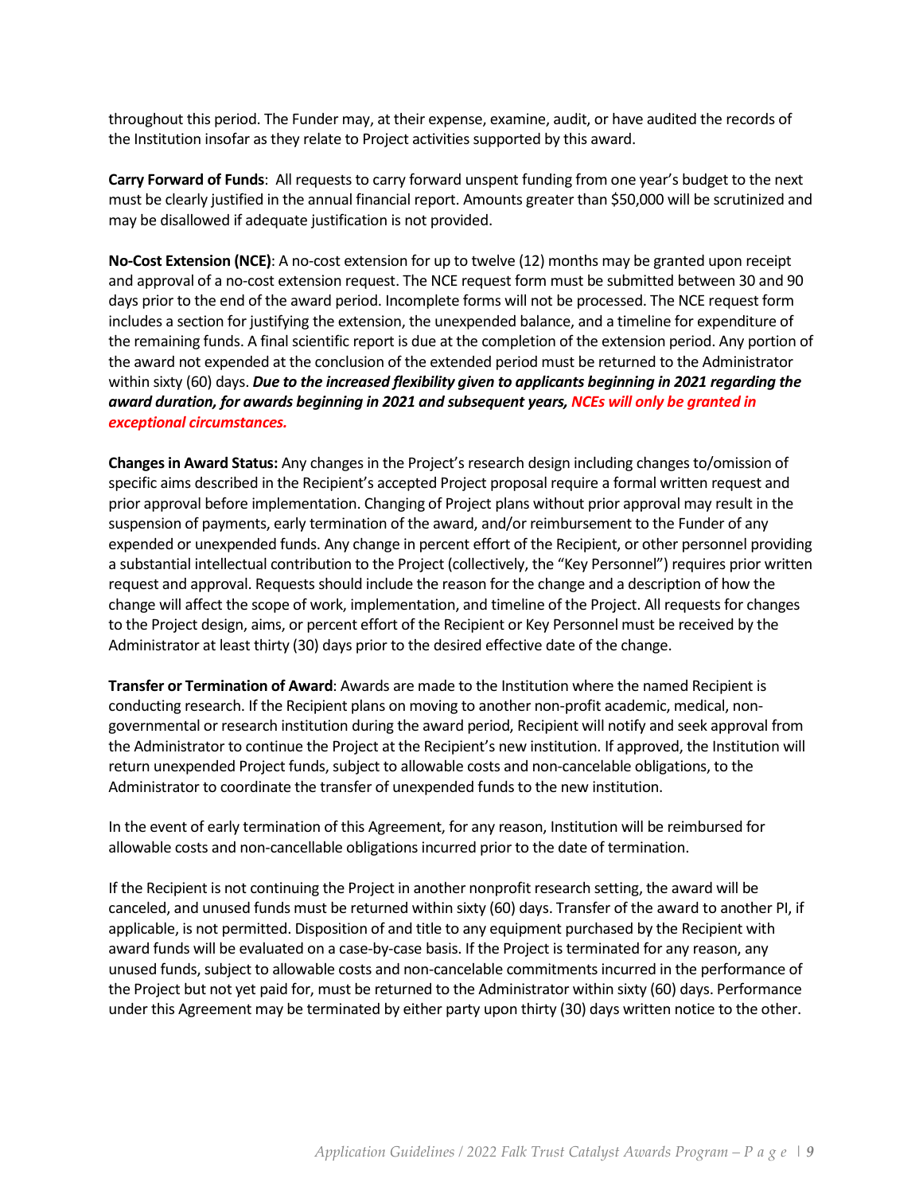throughout this period. The Funder may, at their expense, examine, audit, or have audited the records of the Institution insofar as they relate to Project activities supported by this award.

**Carry Forward of Funds**: All requests to carry forward unspent funding from one year's budget to the next must be clearly justified in the annual financial report. Amounts greater than $50,000 will be scrutinized and may be disallowed if adequate justification is not provided.

**No-Cost Extension (NCE)**: A no-cost extension for up to twelve (12) months may be granted upon receipt and approval of a no-cost extension request. The NCE request form must be submitted between 30 and 90 days prior to the end of the award period. Incomplete forms will not be processed. The NCE request form includes a section for justifying the extension, the unexpended balance, and a timeline for expenditure of the remaining funds. A final scientific report is due at the completion of the extension period. Any portion of the award not expended at the conclusion of the extended period must be returned to the Administrator within sixty (60) days. ***Due to the increased flexibility given to applicants beginning in 2021 regarding the award duration, for awards beginning in 2021 and subsequent years, NCEs will only be granted in exceptional circumstances.***

**Changes in Award Status:** Any changes in the Project's research design including changes to/omission of specific aims described in the Recipient's accepted Project proposal require a formal written request and prior approval before implementation. Changing of Project plans without prior approval may result in the suspension of payments, early termination of the award, and/or reimbursement to the Funder of any expended or unexpended funds. Any change in percent effort of the Recipient, or other personnel providing a substantial intellectual contribution to the Project (collectively, the "Key Personnel") requires prior written request and approval. Requests should include the reason for the change and a description of how the change will affect the scope of work, implementation, and timeline of the Project. All requests for changes to the Project design, aims, or percent effort of the Recipient or Key Personnel must be received by the Administrator at least thirty (30) days prior to the desired effective date of the change.

**Transfer or Termination of Award**: Awards are made to the Institution where the named Recipient is conducting research. If the Recipient plans on moving to another non-profit academic, medical, non-governmental or research institution during the award period, Recipient will notify and seek approval from the Administrator to continue the Project at the Recipient's new institution. If approved, the Institution will return unexpended Project funds, subject to allowable costs and non-cancelable obligations, to the Administrator to coordinate the transfer of unexpended funds to the new institution.

In the event of early termination of this Agreement, for any reason, Institution will be reimbursed for allowable costs and non-cancellable obligations incurred prior to the date of termination.

If the Recipient is not continuing the Project in another nonprofit research setting, the award will be canceled, and unused funds must be returned within sixty (60) days. Transfer of the award to another PI, if applicable, is not permitted. Disposition of and title to any equipment purchased by the Recipient with award funds will be evaluated on a case-by-case basis. If the Project is terminated for any reason, any unused funds, subject to allowable costs and non-cancelable commitments incurred in the performance of the Project but not yet paid for, must be returned to the Administrator within sixty (60) days. Performance under this Agreement may be terminated by either party upon thirty (30) days written notice to the other.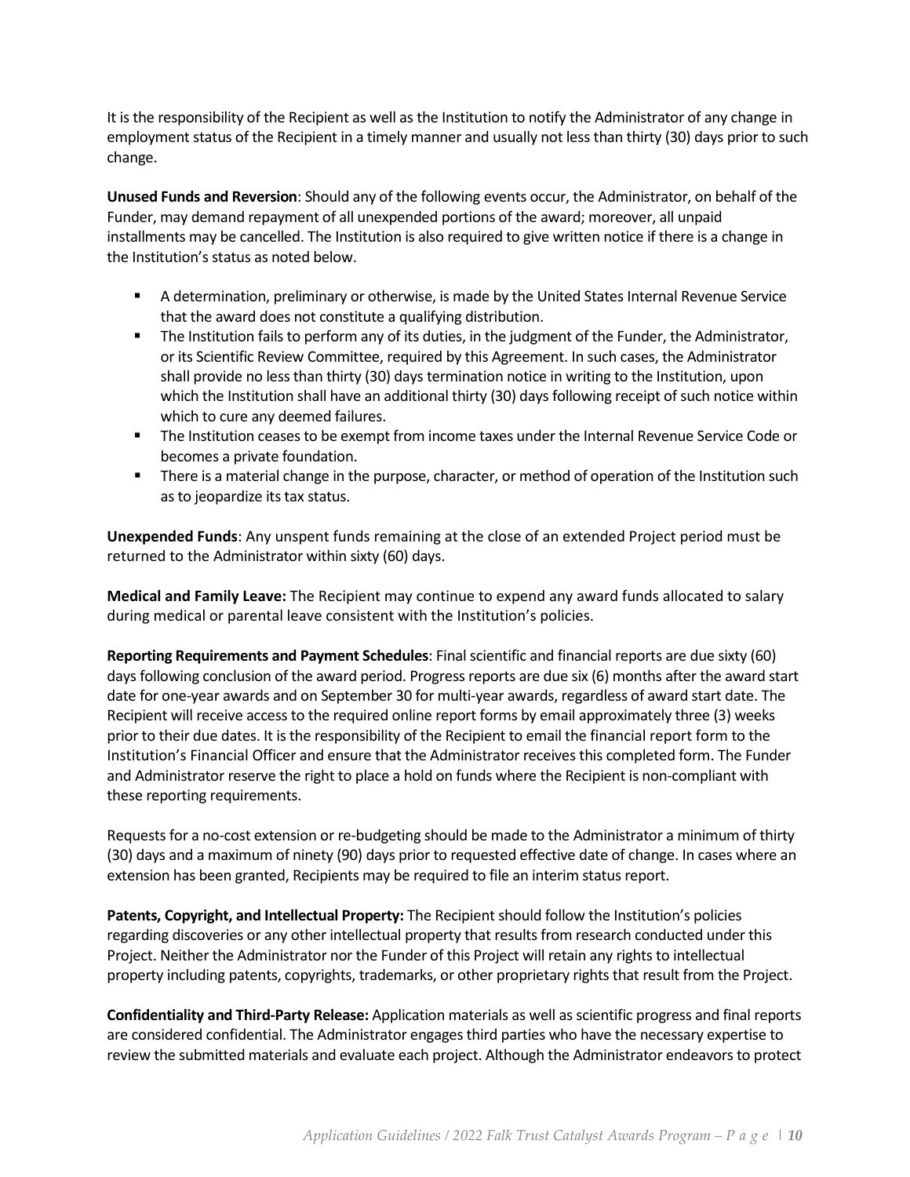It is the responsibility of the Recipient as well as the Institution to notify the Administrator of any change in employment status of the Recipient in a timely manner and usually not less than thirty (30) days prior to such change.

**Unused Funds and Reversion**: Should any of the following events occur, the Administrator, on behalf of the Funder, may demand repayment of all unexpended portions of the award; moreover, all unpaid installments may be cancelled. The Institution is also required to give written notice if there is a change in the Institution's status as noted below.

- A determination, preliminary or otherwise, is made by the United States Internal Revenue Service that the award does not constitute a qualifying distribution.
- The Institution fails to perform any of its duties, in the judgment of the Funder, the Administrator, or its Scientific Review Committee, required by this Agreement. In such cases, the Administrator shall provide no less than thirty (30) days termination notice in writing to the Institution, upon which the Institution shall have an additional thirty (30) days following receipt of such notice within which to cure any deemed failures.
- The Institution ceases to be exempt from income taxes under the Internal Revenue Service Code or becomes a private foundation.
- There is a material change in the purpose, character, or method of operation of the Institution such as to jeopardize its tax status.

**Unexpended Funds**: Any unspent funds remaining at the close of an extended Project period must be returned to the Administrator within sixty (60) days.

**Medical and Family Leave:** The Recipient may continue to expend any award funds allocated to salary during medical or parental leave consistent with the Institution's policies.

**Reporting Requirements and Payment Schedules**: Final scientific and financial reports are due sixty (60) days following conclusion of the award period. Progress reports are due six (6) months after the award start date for one-year awards and on September 30 for multi-year awards, regardless of award start date. The Recipient will receive access to the required online report forms by email approximately three (3) weeks prior to their due dates. It is the responsibility of the Recipient to email the financial report form to the Institution's Financial Officer and ensure that the Administrator receives this completed form. The Funder and Administrator reserve the right to place a hold on funds where the Recipient is non-compliant with these reporting requirements.

Requests for a no-cost extension or re-budgeting should be made to the Administrator a minimum of thirty (30) days and a maximum of ninety (90) days prior to requested effective date of change. In cases where an extension has been granted, Recipients may be required to file an interim status report.

**Patents, Copyright, and Intellectual Property:** The Recipient should follow the Institution's policies regarding discoveries or any other intellectual property that results from research conducted under this Project. Neither the Administrator nor the Funder of this Project will retain any rights to intellectual property including patents, copyrights, trademarks, or other proprietary rights that result from the Project.

**Confidentiality and Third-Party Release:** Application materials as well as scientific progress and final reports are considered confidential. The Administrator engages third parties who have the necessary expertise to review the submitted materials and evaluate each project. Although the Administrator endeavors to protect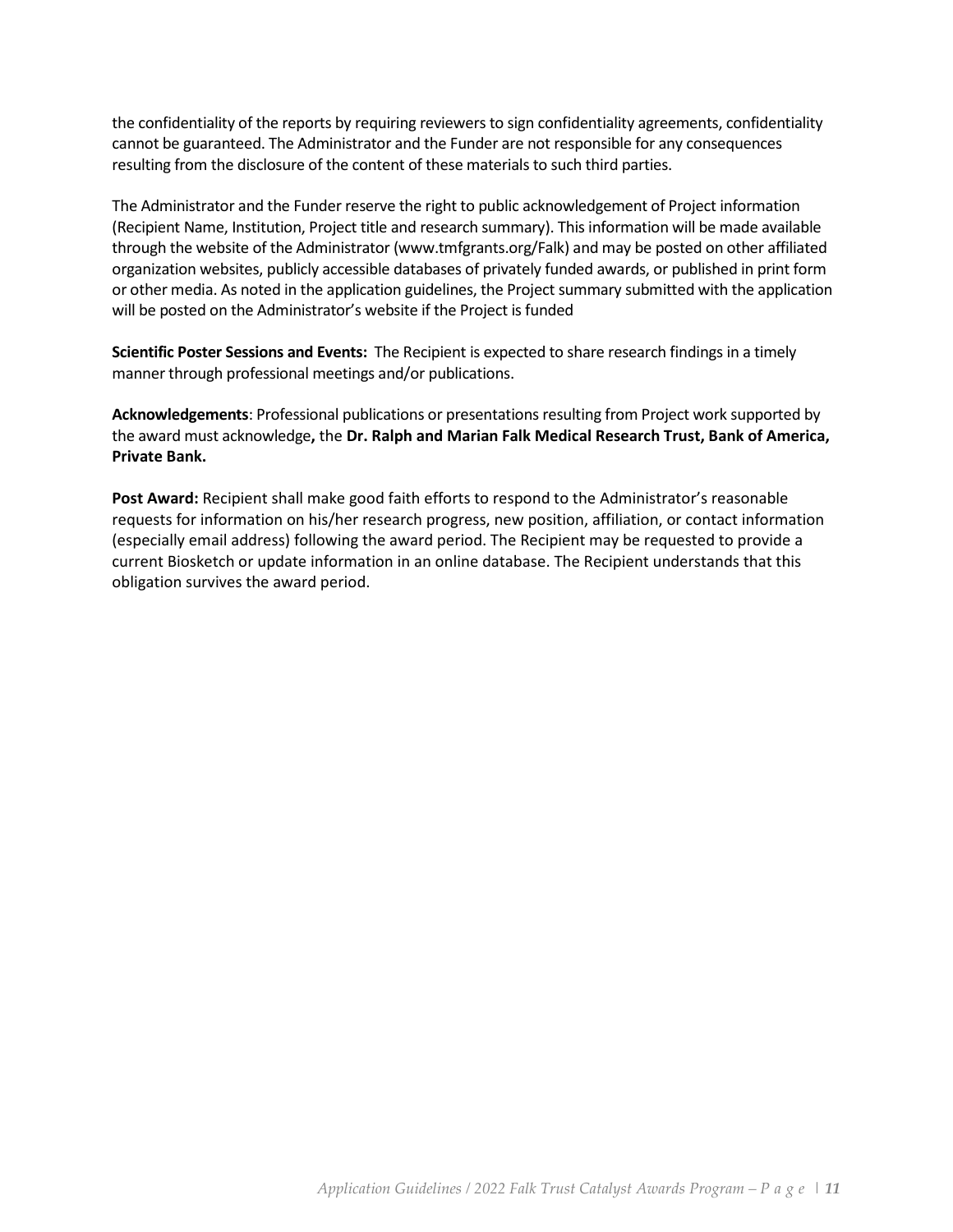the confidentiality of the reports by requiring reviewers to sign confidentiality agreements, confidentiality cannot be guaranteed. The Administrator and the Funder are not responsible for any consequences resulting from the disclosure of the content of these materials to such third parties.

The Administrator and the Funder reserve the right to public acknowledgement of Project information (Recipient Name, Institution, Project title and research summary). This information will be made available through the website of the Administrator (www.tmfgrants.org/Falk) and may be posted on other affiliated organization websites, publicly accessible databases of privately funded awards, or published in print form or other media. As noted in the application guidelines, the Project summary submitted with the application will be posted on the Administrator's website if the Project is funded

**Scientific Poster Sessions and Events:** The Recipient is expected to share research findings in a timely manner through professional meetings and/or publications.

**Acknowledgements**: Professional publications or presentations resulting from Project work supported by the award must acknowledge**,** the **Dr. Ralph and Marian Falk Medical Research Trust, Bank of America, Private Bank.**

**Post Award:** Recipient shall make good faith efforts to respond to the Administrator's reasonable requests for information on his/her research progress, new position, affiliation, or contact information (especially email address) following the award period. The Recipient may be requested to provide a current Biosketch or update information in an online database. The Recipient understands that this obligation survives the award period.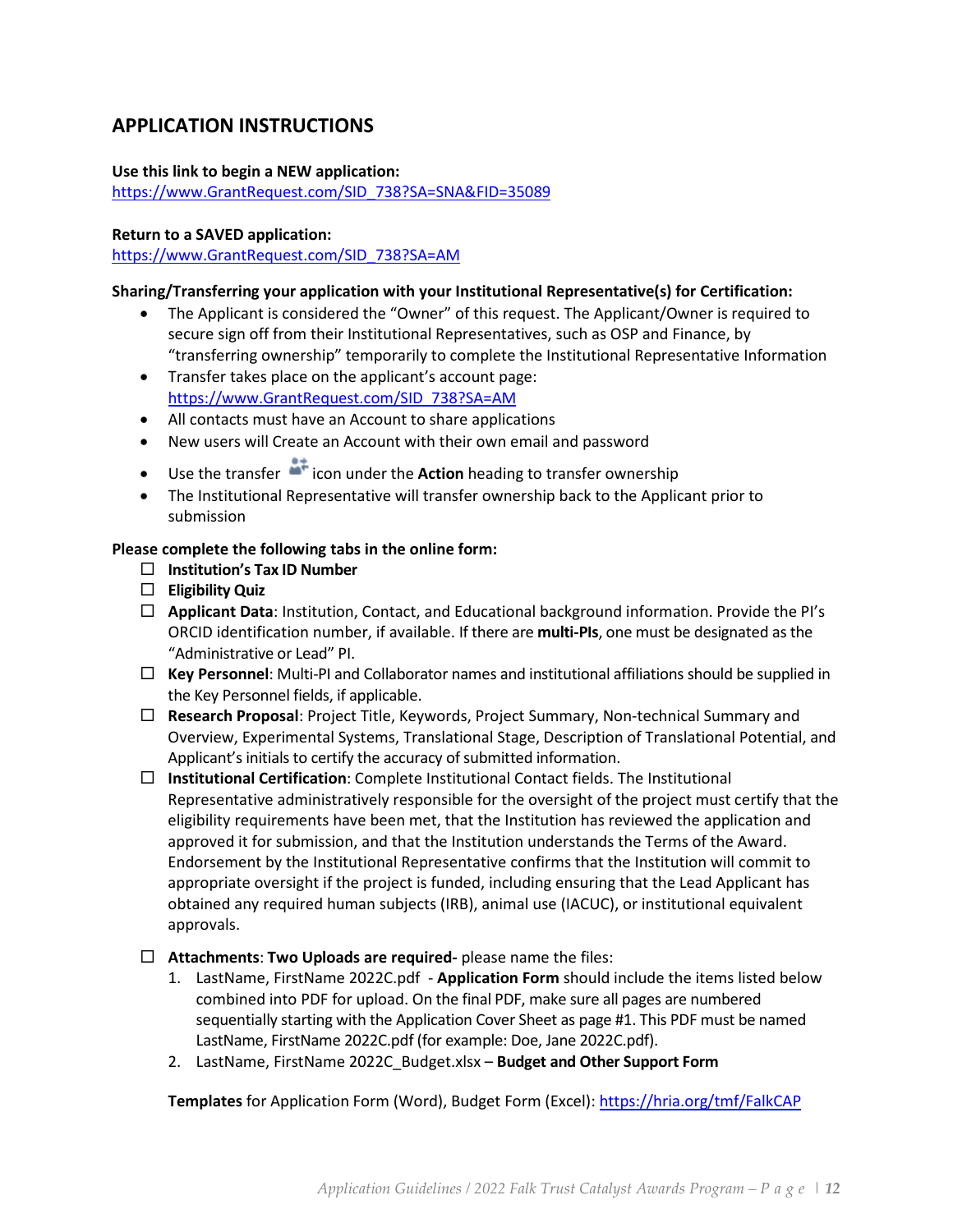## APPLICATION INSTRUCTIONS

**Use this link to begin a NEW application:**
https://www.GrantRequest.com/SID_738?SA=SNA&FID=35089

**Return to a SAVED application:**
https://www.GrantRequest.com/SID_738?SA=AM

**Sharing/Transferring your application with your Institutional Representative(s) for Certification:**

- The Applicant is considered the "Owner" of this request. The Applicant/Owner is required to secure sign off from their Institutional Representatives, such as OSP and Finance, by "transferring ownership" temporarily to complete the Institutional Representative Information
- Transfer takes place on the applicant's account page: https://www.GrantRequest.com/SID_738?SA=AM
- All contacts must have an Account to share applications
- New users will Create an Account with their own email and password
- Use the transfer icon under the **Action** heading to transfer ownership
- The Institutional Representative will transfer ownership back to the Applicant prior to submission

**Please complete the following tabs in the online form:**

- ☐ **Institution's Tax ID Number**
- ☐ **Eligibility Quiz**
- ☐ **Applicant Data**: Institution, Contact, and Educational background information. Provide the PI's ORCID identification number, if available. If there are **multi-PIs**, one must be designated as the "Administrative or Lead" PI.
- ☐ **Key Personnel**: Multi-PI and Collaborator names and institutional affiliations should be supplied in the Key Personnel fields, if applicable.
- ☐ **Research Proposal**: Project Title, Keywords, Project Summary, Non-technical Summary and Overview, Experimental Systems, Translational Stage, Description of Translational Potential, and Applicant's initials to certify the accuracy of submitted information.
- ☐ **Institutional Certification**: Complete Institutional Contact fields. The Institutional Representative administratively responsible for the oversight of the project must certify that the eligibility requirements have been met, that the Institution has reviewed the application and approved it for submission, and that the Institution understands the Terms of the Award. Endorsement by the Institutional Representative confirms that the Institution will commit to appropriate oversight if the project is funded, including ensuring that the Lead Applicant has obtained any required human subjects (IRB), animal use (IACUC), or institutional equivalent approvals.
- ☐ **Attachments**: **Two Uploads are required-** please name the files:
  1. LastName, FirstName 2022C.pdf - **Application Form** should include the items listed below combined into PDF for upload. On the final PDF, make sure all pages are numbered sequentially starting with the Application Cover Sheet as page #1. This PDF must be named LastName, FirstName 2022C.pdf (for example: Doe, Jane 2022C.pdf).
  2. LastName, FirstName 2022C_Budget.xlsx – **Budget and Other Support Form**

  **Templates** for Application Form (Word), Budget Form (Excel): https://hria.org/tmf/FalkCAP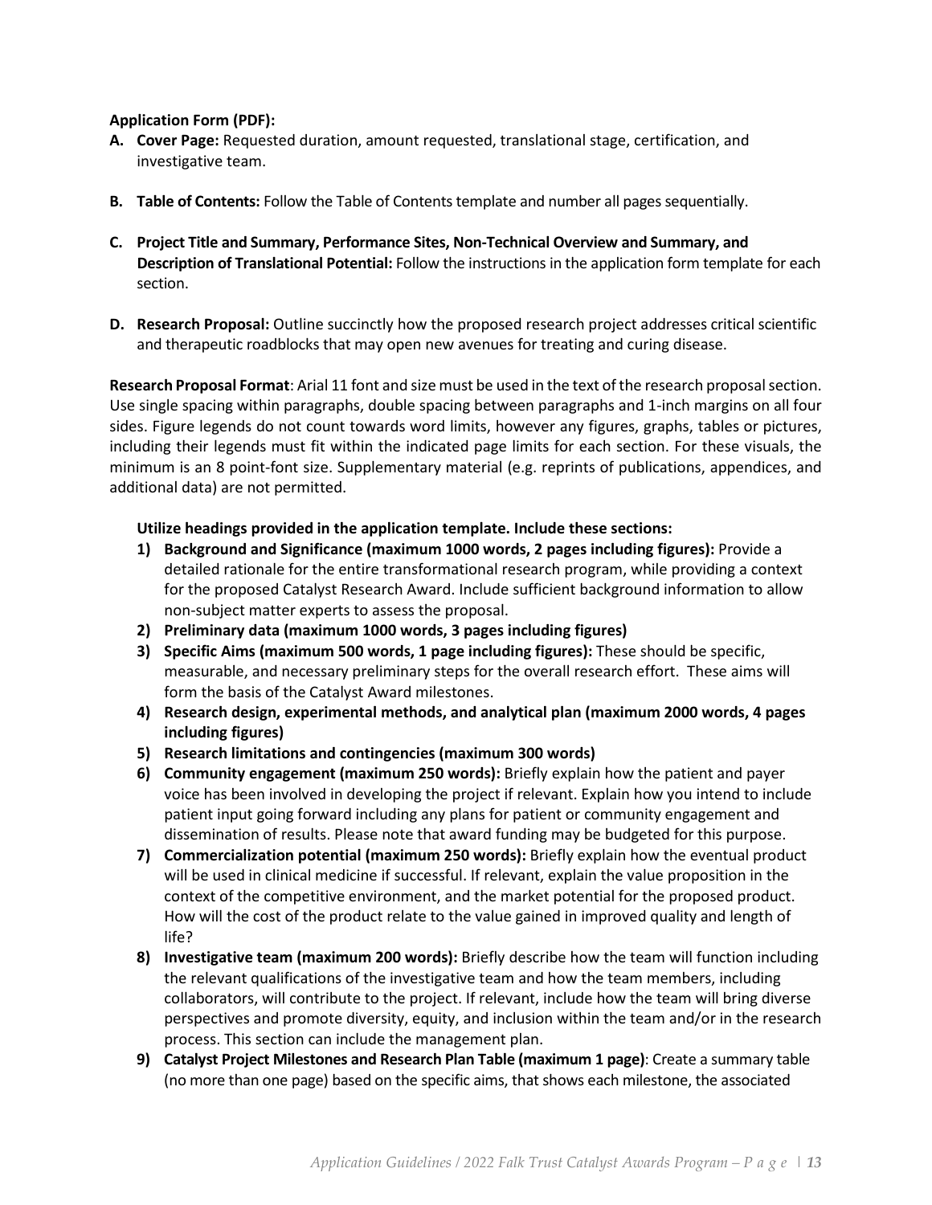**Application Form (PDF):**

**A. Cover Page:** Requested duration, amount requested, translational stage, certification, and investigative team.

**B. Table of Contents:** Follow the Table of Contents template and number all pages sequentially.

**C. Project Title and Summary, Performance Sites, Non-Technical Overview and Summary, and Description of Translational Potential:** Follow the instructions in the application form template for each section.

**D. Research Proposal:** Outline succinctly how the proposed research project addresses critical scientific and therapeutic roadblocks that may open new avenues for treating and curing disease.

**Research Proposal Format**: Arial 11 font and size must be used in the text of the research proposal section. Use single spacing within paragraphs, double spacing between paragraphs and 1-inch margins on all four sides. Figure legends do not count towards word limits, however any figures, graphs, tables or pictures, including their legends must fit within the indicated page limits for each section. For these visuals, the minimum is an 8 point-font size. Supplementary material (e.g. reprints of publications, appendices, and additional data) are not permitted.

**Utilize headings provided in the application template. Include these sections:**

1) **Background and Significance (maximum 1000 words, 2 pages including figures):** Provide a detailed rationale for the entire transformational research program, while providing a context for the proposed Catalyst Research Award. Include sufficient background information to allow non-subject matter experts to assess the proposal.
2) **Preliminary data (maximum 1000 words, 3 pages including figures)**
3) **Specific Aims (maximum 500 words, 1 page including figures):** These should be specific, measurable, and necessary preliminary steps for the overall research effort. These aims will form the basis of the Catalyst Award milestones.
4) **Research design, experimental methods, and analytical plan (maximum 2000 words, 4 pages including figures)**
5) **Research limitations and contingencies (maximum 300 words)**
6) **Community engagement (maximum 250 words):** Briefly explain how the patient and payer voice has been involved in developing the project if relevant. Explain how you intend to include patient input going forward including any plans for patient or community engagement and dissemination of results. Please note that award funding may be budgeted for this purpose.
7) **Commercialization potential (maximum 250 words):** Briefly explain how the eventual product will be used in clinical medicine if successful. If relevant, explain the value proposition in the context of the competitive environment, and the market potential for the proposed product. How will the cost of the product relate to the value gained in improved quality and length of life?
8) **Investigative team (maximum 200 words):** Briefly describe how the team will function including the relevant qualifications of the investigative team and how the team members, including collaborators, will contribute to the project. If relevant, include how the team will bring diverse perspectives and promote diversity, equity, and inclusion within the team and/or in the research process. This section can include the management plan.
9) **Catalyst Project Milestones and Research Plan Table (maximum 1 page)**: Create a summary table (no more than one page) based on the specific aims, that shows each milestone, the associated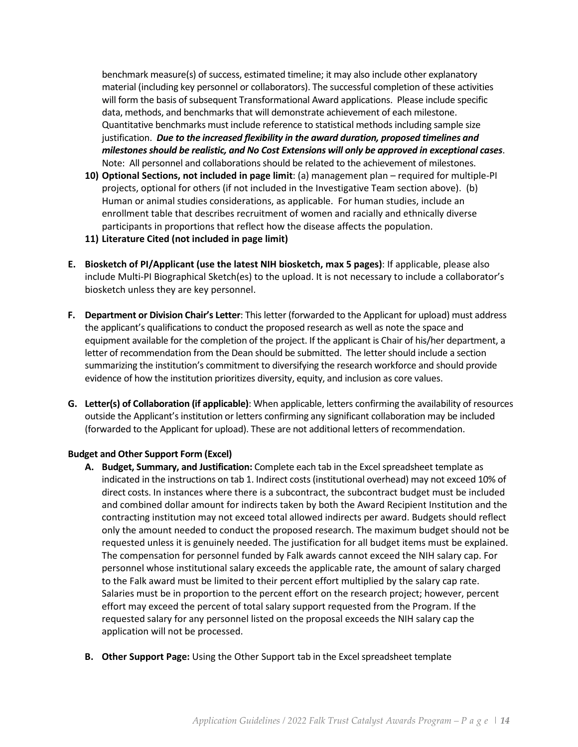benchmark measure(s) of success, estimated timeline; it may also include other explanatory material (including key personnel or collaborators). The successful completion of these activities will form the basis of subsequent Transformational Award applications. Please include specific data, methods, and benchmarks that will demonstrate achievement of each milestone. Quantitative benchmarks must include reference to statistical methods including sample size justification. ***Due to the increased flexibility in the award duration, proposed timelines and milestones should be realistic, and No Cost Extensions will only be approved in exceptional cases***. Note: All personnel and collaborations should be related to the achievement of milestones.

10) **Optional Sections, not included in page limit**: (a) management plan – required for multiple-PI projects, optional for others (if not included in the Investigative Team section above). (b) Human or animal studies considerations, as applicable. For human studies, include an enrollment table that describes recruitment of women and racially and ethnically diverse participants in proportions that reflect how the disease affects the population.
11) **Literature Cited (not included in page limit)**

**E. Biosketch of PI/Applicant (use the latest NIH biosketch, max 5 pages)**: If applicable, please also include Multi-PI Biographical Sketch(es) to the upload. It is not necessary to include a collaborator's biosketch unless they are key personnel.

**F. Department or Division Chair's Letter**: This letter (forwarded to the Applicant for upload) must address the applicant's qualifications to conduct the proposed research as well as note the space and equipment available for the completion of the project. If the applicant is Chair of his/her department, a letter of recommendation from the Dean should be submitted. The letter should include a section summarizing the institution's commitment to diversifying the research workforce and should provide evidence of how the institution prioritizes diversity, equity, and inclusion as core values.

**G. Letter(s) of Collaboration (if applicable)**: When applicable, letters confirming the availability of resources outside the Applicant's institution or letters confirming any significant collaboration may be included (forwarded to the Applicant for upload). These are not additional letters of recommendation.

**Budget and Other Support Form (Excel)**

**A. Budget, Summary, and Justification:** Complete each tab in the Excel spreadsheet template as indicated in the instructions on tab 1. Indirect costs (institutional overhead) may not exceed 10% of direct costs. In instances where there is a subcontract, the subcontract budget must be included and combined dollar amount for indirects taken by both the Award Recipient Institution and the contracting institution may not exceed total allowed indirects per award. Budgets should reflect only the amount needed to conduct the proposed research. The maximum budget should not be requested unless it is genuinely needed. The justification for all budget items must be explained. The compensation for personnel funded by Falk awards cannot exceed the NIH salary cap. For personnel whose institutional salary exceeds the applicable rate, the amount of salary charged to the Falk award must be limited to their percent effort multiplied by the salary cap rate. Salaries must be in proportion to the percent effort on the research project; however, percent effort may exceed the percent of total salary support requested from the Program. If the requested salary for any personnel listed on the proposal exceeds the NIH salary cap the application will not be processed.

**B. Other Support Page:** Using the Other Support tab in the Excel spreadsheet template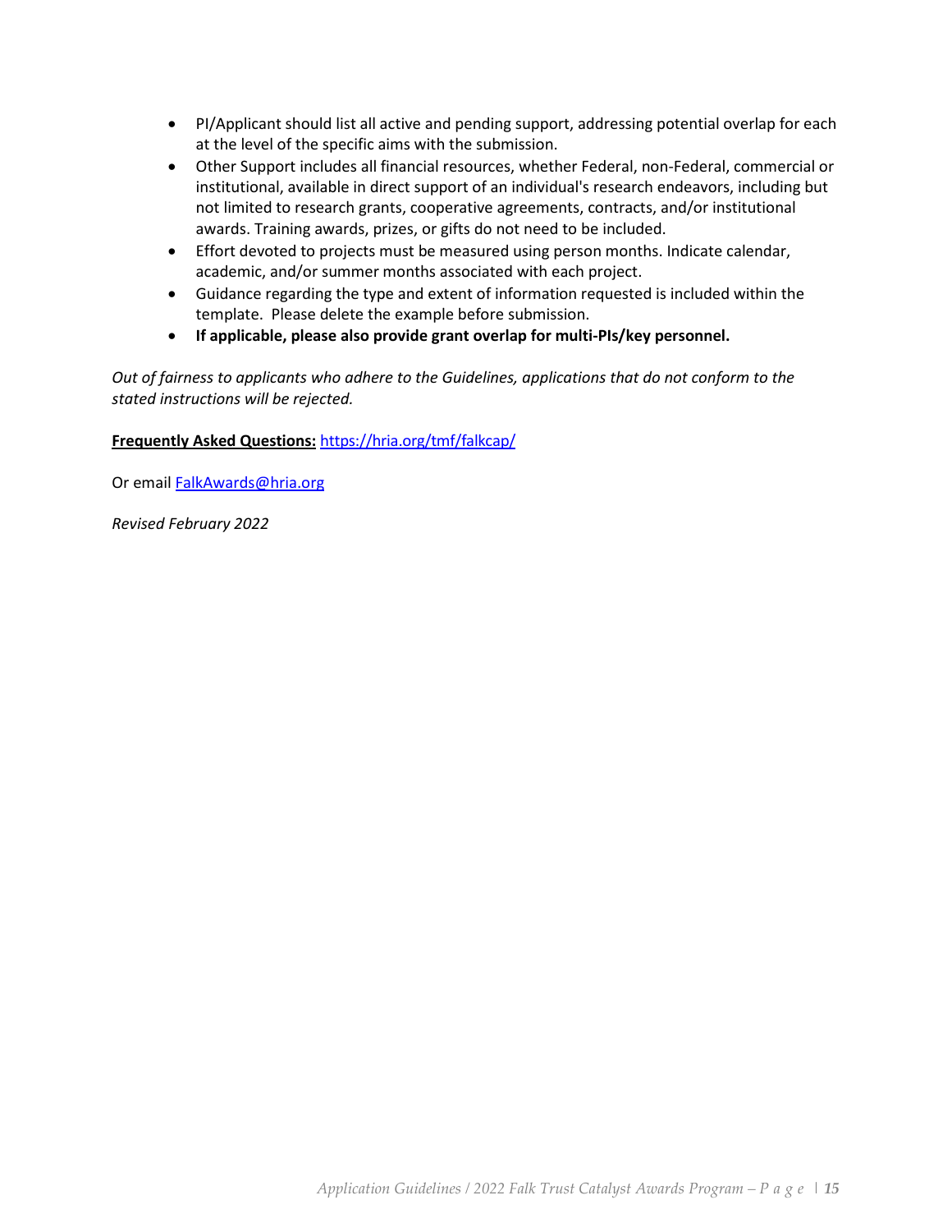- PI/Applicant should list all active and pending support, addressing potential overlap for each at the level of the specific aims with the submission.
- Other Support includes all financial resources, whether Federal, non-Federal, commercial or institutional, available in direct support of an individual's research endeavors, including but not limited to research grants, cooperative agreements, contracts, and/or institutional awards. Training awards, prizes, or gifts do not need to be included.
- Effort devoted to projects must be measured using person months. Indicate calendar, academic, and/or summer months associated with each project.
- Guidance regarding the type and extent of information requested is included within the template. Please delete the example before submission.
- **If applicable, please also provide grant overlap for multi-PIs/key personnel.**

*Out of fairness to applicants who adhere to the Guidelines, applications that do not conform to the stated instructions will be rejected.*

**Frequently Asked Questions:** [https://hria.org/tmf/falkcap/](https://hria.org/tmf/falkcap/)

Or email [FalkAwards@hria.org](mailto:FalkAwards@hria.org)

*Revised February 2022*